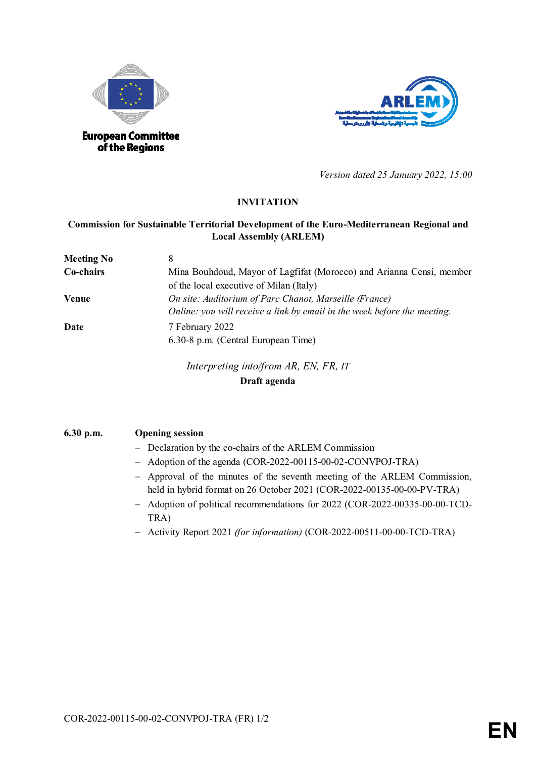European Committee of the Regions

ARLEM

*Version dated 25 January 2022, 15:00*

**INVITATION**

**Commission for Sustainable Territorial Development of the Euro-Mediterranean Regional and Local Assembly (ARLEM)**

| | |
|---|---|
| **Meeting No** | 8 |
| **Co-chairs** | Mina Bouhdoud, Mayor of Lagfifat (Morocco) and Arianna Censi, member of the local executive of Milan (Italy) |
| **Venue** | *On site: Auditorium of Parc Chanot, Marseille (France)*<br>*Online: you will receive a link by email in the week before the meeting.* |
| **Date** | 7 February 2022<br>6.30-8 p.m. (Central European Time) |

*Interpreting into/from AR, EN, FR, IT*

**Draft agenda**

**6.30 p.m.** **Opening session**

- Declaration by the co-chairs of the ARLEM Commission
- Adoption of the agenda (COR-2022-00115-00-02-CONVPOJ-TRA)
- Approval of the minutes of the seventh meeting of the ARLEM Commission, held in hybrid format on 26 October 2021 (COR-2022-00135-00-00-PV-TRA)
- Adoption of political recommendations for 2022 (COR-2022-00335-00-00-TCD-TRA)
- Activity Report 2021 *(for information)* (COR-2022-00511-00-00-TCD-TRA)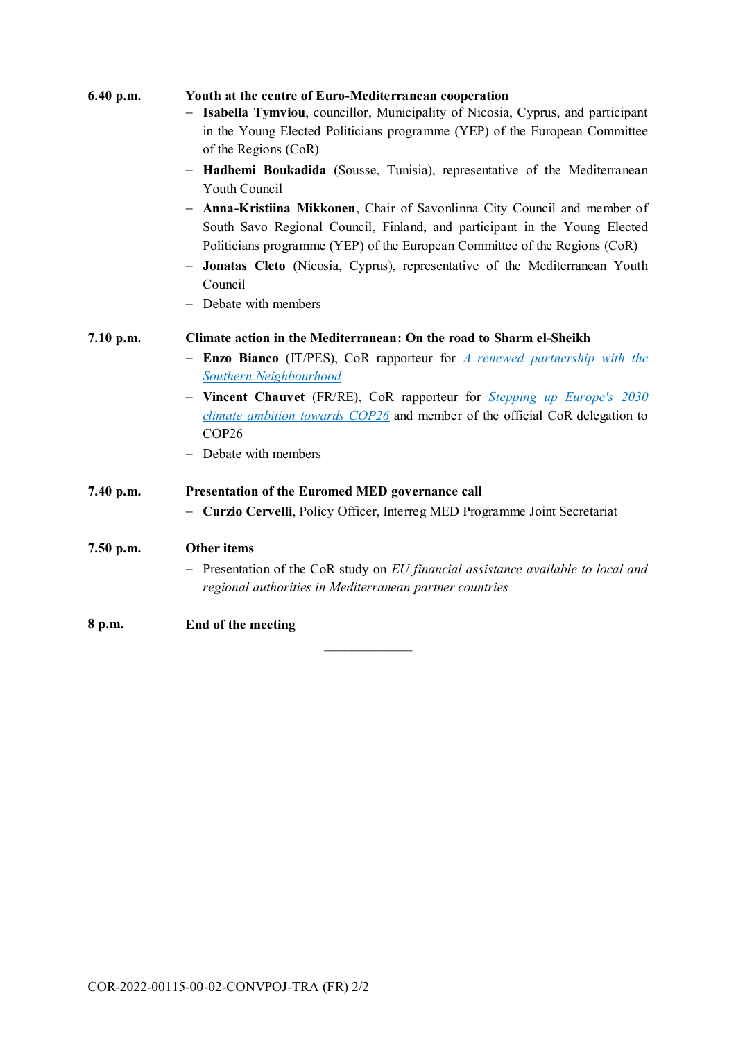**6.40 p.m.** **Youth at the centre of Euro-Mediterranean cooperation**

- **Isabella Tymviou**, councillor, Municipality of Nicosia, Cyprus, and participant in the Young Elected Politicians programme (YEP) of the European Committee of the Regions (CoR)
- **Hadhemi Boukadida** (Sousse, Tunisia), representative of the Mediterranean Youth Council
- **Anna-Kristiina Mikkonen**, Chair of Savonlinna City Council and member of South Savo Regional Council, Finland, and participant in the Young Elected Politicians programme (YEP) of the European Committee of the Regions (CoR)
- **Jonatas Cleto** (Nicosia, Cyprus), representative of the Mediterranean Youth Council
- Debate with members

**7.10 p.m.** **Climate action in the Mediterranean: On the road to Sharm el-Sheikh**

- **Enzo Bianco** (IT/PES), CoR rapporteur for *A renewed partnership with the Southern Neighbourhood*
- **Vincent Chauvet** (FR/RE), CoR rapporteur for *Stepping up Europe's 2030 climate ambition towards COP26* and member of the official CoR delegation to COP26
- Debate with members

**7.40 p.m.** **Presentation of the Euromed MED governance call**

- **Curzio Cervelli**, Policy Officer, Interreg MED Programme Joint Secretariat

**7.50 p.m.** **Other items**

- Presentation of the CoR study on *EU financial assistance available to local and regional authorities in Mediterranean partner countries*

**8 p.m.** **End of the meeting**

_____________